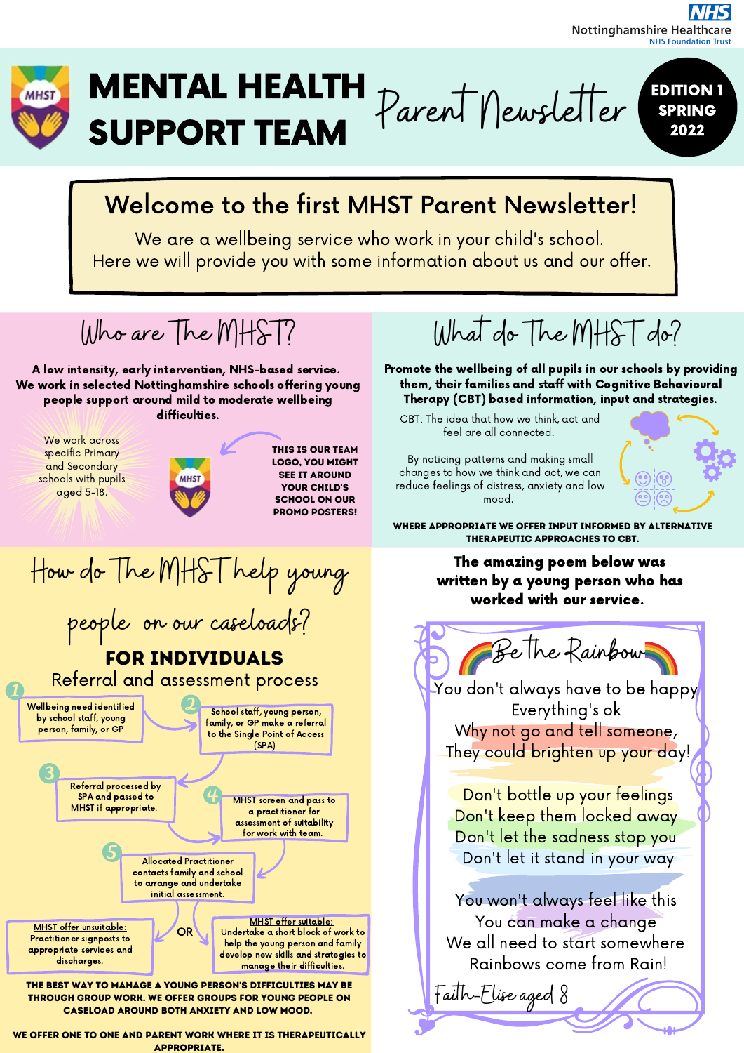Nottinghamshire Healthcare
NHS Foundation Trust

# MENTAL HEALTH SUPPORT TEAM Parent Newsletter

**EDITION 1 SPRING 2022**

## Welcome to the first MHST Parent Newsletter!

We are a wellbeing service who work in your child's school.
Here we will provide you with some information about us and our offer.

## Who are The MHST?

**A low intensity, early intervention, NHS-based service. We work in selected Nottinghamshire schools offering young people support around mild to moderate wellbeing difficulties.**

We work across specific Primary and Secondary schools with pupils aged 5-18.

**THIS IS OUR TEAM LOGO, YOU MIGHT SEE IT AROUND YOUR CHILD'S SCHOOL ON OUR PROMO POSTERS!**

## What do The MHST do?

**Promote the wellbeing of all pupils in our schools by providing them, their families and staff with Cognitive Behavioural Therapy (CBT) based information, input and strategies.**

CBT: The idea that how we think, act and feel are all connected.

By noticing patterns and making small changes to how we think and act, we can reduce feelings of distress, anxiety and low mood.

**WHERE APPROPRIATE WE OFFER INPUT INFORMED BY ALTERNATIVE THERAPEUTIC APPROACHES TO CBT.**

## How do The MHST help young people on our caseloads?

### FOR INDIVIDUALS

Referral and assessment process

1. Wellbeing need identified by school staff, young person, family, or GP
2. School staff, young person, family, or GP make a referral to the Single Point of Access (SPA)
3. Referral processed by SPA and passed to MHST if appropriate.
4. MHST screen and pass to a practitioner for assessment of suitability for work with team.
5. Allocated Practitioner contacts family and school to arrange and undertake initial assessment.

<u>MHST offer unsuitable:</u> Practitioner signposts to appropriate services and discharges.

OR

<u>MHST offer suitable:</u> Undertake a short block of work to help the young person and family develop new skills and strategies to manage their difficulties.

**THE BEST WAY TO MANAGE A YOUNG PERSON'S DIFFICULTIES MAY BE THROUGH GROUP WORK. WE OFFER GROUPS FOR YOUNG PEOPLE ON CASELOAD AROUND BOTH ANXIETY AND LOW MOOD.**

**WE OFFER ONE TO ONE AND PARENT WORK WHERE IT IS THERAPEUTICALLY APPROPRIATE.**

**The amazing poem below was written by a young person who has worked with our service.**

### Be The Rainbow

You don't always have to be happy
Everything's ok
Why not go and tell someone,
They could brighten up your day!

Don't bottle up your feelings
Don't keep them locked away
Don't let the sadness stop you
Don't let it stand in your way

You won't always feel like this
You can make a change
We all need to start somewhere
Rainbows come from Rain!

*Faith-Elise aged 8*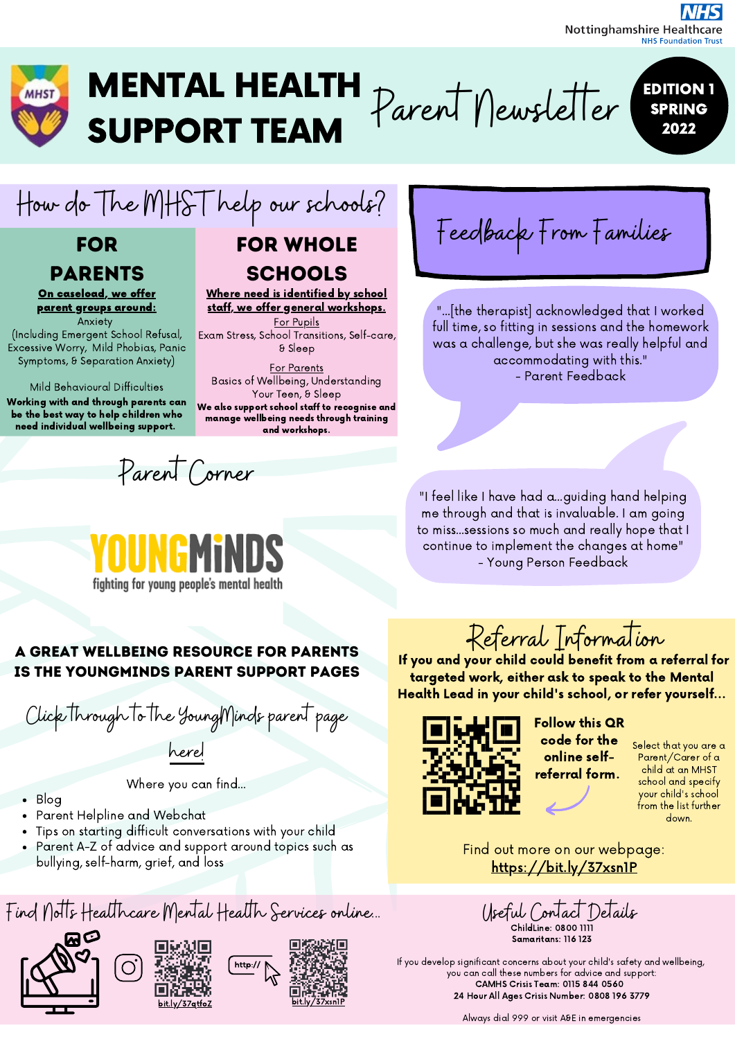Nottinghamshire Healthcare
NHS Foundation Trust

# MENTAL HEALTH SUPPORT TEAM

## Parent Newsletter

**EDITION 1 SPRING 2022**

## How do The MHST help our schools?

### FOR PARENTS

**On caseload, we offer parent groups around:**

Anxiety
(Including Emergent School Refusal, Excessive Worry, Mild Phobias, Panic Symptoms, & Separation Anxiety)

Mild Behavioural Difficulties

**Working with and through parents can be the best way to help children who need individual wellbeing support.**

### FOR WHOLE SCHOOLS

**Where need is identified by school staff, we offer general workshops.**

For Pupils
Exam Stress, School Transitions, Self-care, & Sleep

For Parents
Basics of Wellbeing, Understanding Your Teen, & Sleep

**We also support school staff to recognise and manage wellbeing needs through training and workshops.**

## Feedback From Families

"...[the therapist] acknowledged that I worked full time, so fitting in sessions and the homework was a challenge, but she was really helpful and accommodating with this."
- Parent Feedback

"I feel like I have had a...guiding hand helping me through and that is invaluable. I am going to miss...sessions so much and really hope that I continue to implement the changes at home"
- Young Person Feedback

## Parent Corner

YOUNGMINDS
fighting for young people's mental health

**A GREAT WELLBEING RESOURCE FOR PARENTS IS THE YOUNGMINDS PARENT SUPPORT PAGES**

Click through to the YoungMinds parent page here!

Where you can find...

- Blog
- Parent Helpline and Webchat
- Tips on starting difficult conversations with your child
- Parent A-Z of advice and support around topics such as bullying, self-harm, grief, and loss

## Referral Information

**If you and your child could benefit from a referral for targeted work, either ask to speak to the Mental Health Lead in your child's school, or refer yourself...**

**Follow this QR code for the online self-referral form.**

Select that you are a Parent/Carer of a child at an MHST school and specify your child's school from the list further down.

Find out more on our webpage:
https://bit.ly/37xsn1P

## Find Notts Healthcare Mental Health Services online...

bit.ly/37qtfoZ

bit.ly/37xsn1P

## Useful Contact Details

**ChildLine: 0800 1111**
**Samaritans: 116 123**

If you develop significant concerns about your child's safety and wellbeing, you can call these numbers for advice and support:
**CAMHS Crisis Team: 0115 844 0560**
**24 Hour All Ages Crisis Number: 0808 196 3779**

Always dial 999 or visit A&E in emergencies